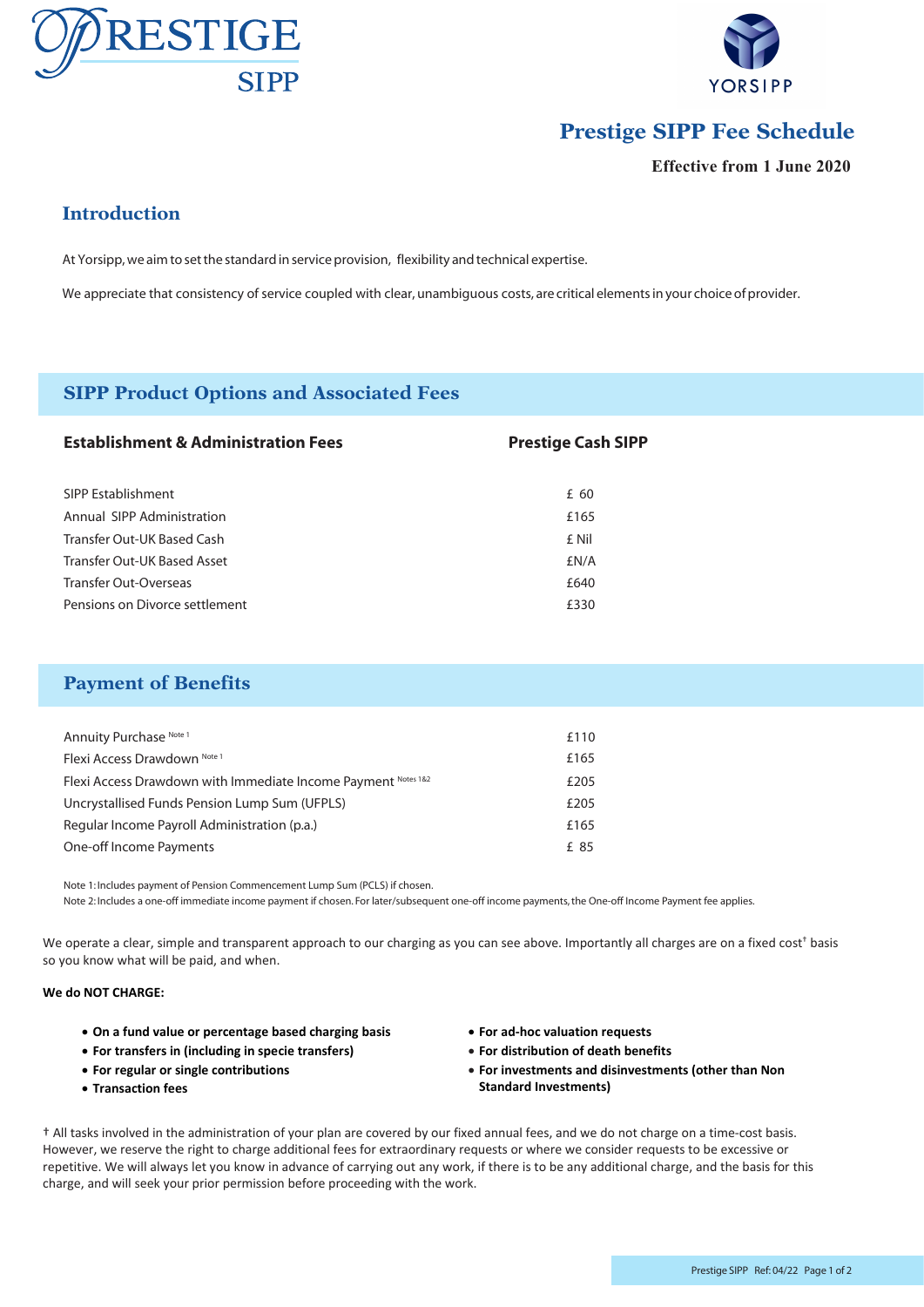# Prestige SIPP Fee Schedule

**Effective from 1 June 2020**

## Introduction

At Yorsipp, we aim to set the standard in service provision, flexibility and technical expertise.

We appreciate that consistency of service coupled with clear, unambiguous costs, are critical elements in your choice of provider.

## SIPP Product Options and Associated Fees

| Establishment & Administration Fees | Prestige Cash SIPP |
|---|---|
| SIPP Establishment | £ 60 |
| Annual SIPP Administration | £165 |
| Transfer Out-UK Based Cash | £ Nil |
| Transfer Out-UK Based Asset | £N/A |
| Transfer Out-Overseas | £640 |
| Pensions on Divorce settlement | £330 |

## Payment of Benefits

| | |
|---|---|
| Annuity Purchase Note 1 | £110 |
| Flexi Access Drawdown Note 1 | £165 |
| Flexi Access Drawdown with Immediate Income Payment Notes 1&2 | £205 |
| Uncrystallised Funds Pension Lump Sum (UFPLS) | £205 |
| Regular Income Payroll Administration (p.a.) | £165 |
| One-off Income Payments | £ 85 |

Note 1: Includes payment of Pension Commencement Lump Sum (PCLS) if chosen.
Note 2: Includes a one-off immediate income payment if chosen. For later/subsequent one-off income payments, the One-off Income Payment fee applies.

We operate a clear, simple and transparent approach to our charging as you can see above. Importantly all charges are on a fixed cost† basis so you know what will be paid, and when.

**We do NOT CHARGE:**

- **On a fund value or percentage based charging basis**
- **For transfers in (including in specie transfers)**
- **For regular or single contributions**
- **Transaction fees**
- **For ad-hoc valuation requests**
- **For distribution of death benefits**
- **For investments and disinvestments (other than Non Standard Investments)**

† All tasks involved in the administration of your plan are covered by our fixed annual fees, and we do not charge on a time-cost basis. However, we reserve the right to charge additional fees for extraordinary requests or where we consider requests to be excessive or repetitive. We will always let you know in advance of carrying out any work, if there is to be any additional charge, and the basis for this charge, and will seek your prior permission before proceeding with the work.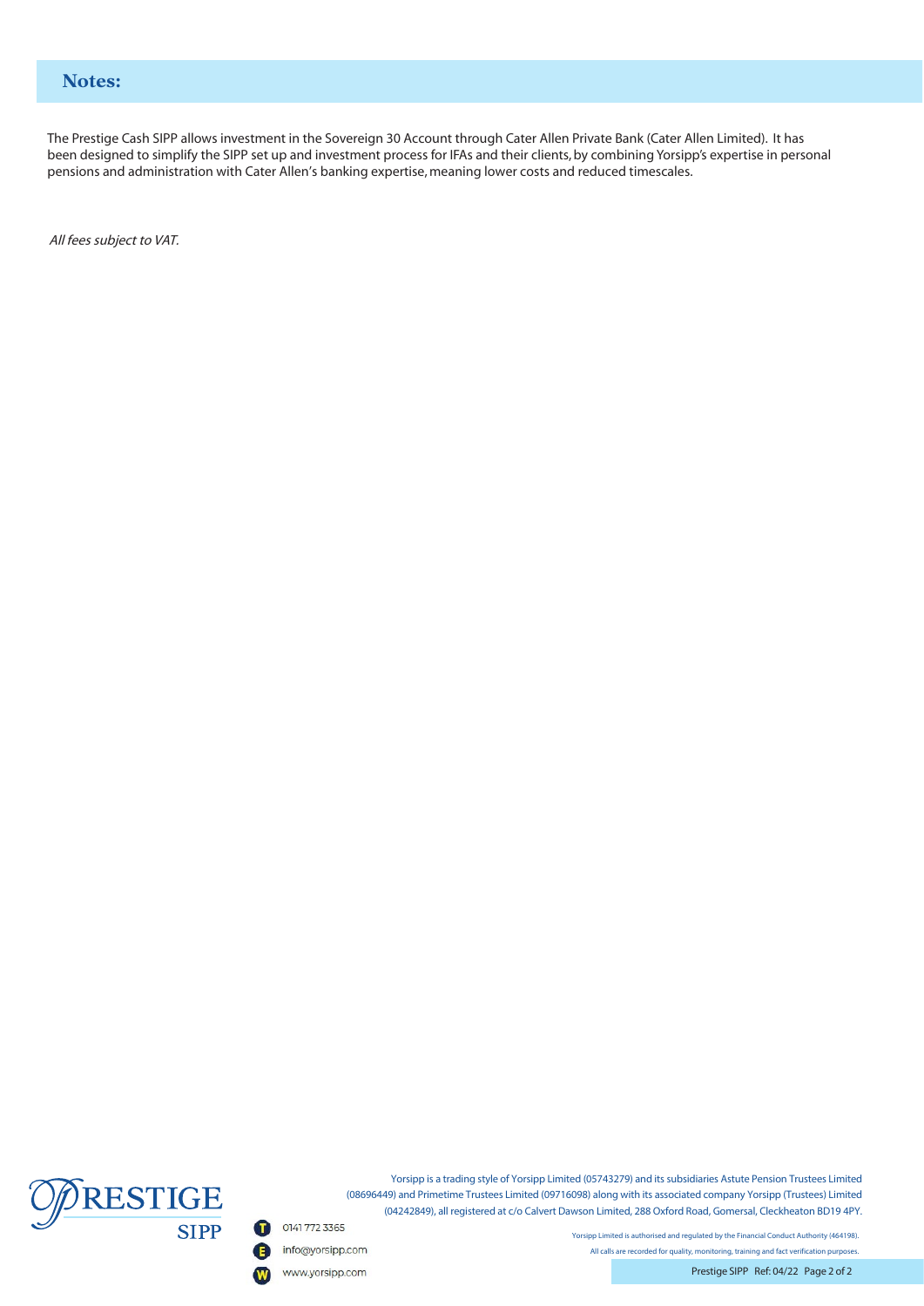## Notes:

The Prestige Cash SIPP allows investment in the Sovereign 30 Account through Cater Allen Private Bank (Cater Allen Limited). It has been designed to simplify the SIPP set up and investment process for IFAs and their clients, by combining Yorsipp's expertise in personal pensions and administration with Cater Allen's banking expertise, meaning lower costs and reduced timescales.

*All fees subject to VAT.*

PRESTIGE SIPP

T 0141 772 3365

E info@yorsipp.com

W www.yorsipp.com

Yorsipp is a trading style of Yorsipp Limited (05743279) and its subsidiaries Astute Pension Trustees Limited (08696449) and Primetime Trustees Limited (09716098) along with its associated company Yorsipp (Trustees) Limited (04242849), all registered at c/o Calvert Dawson Limited, 288 Oxford Road, Gomersal, Cleckheaton BD19 4PY.

Yorsipp Limited is authorised and regulated by the Financial Conduct Authority (464198).

All calls are recorded for quality, monitoring, training and fact verification purposes.

Prestige SIPP Ref: 04/22